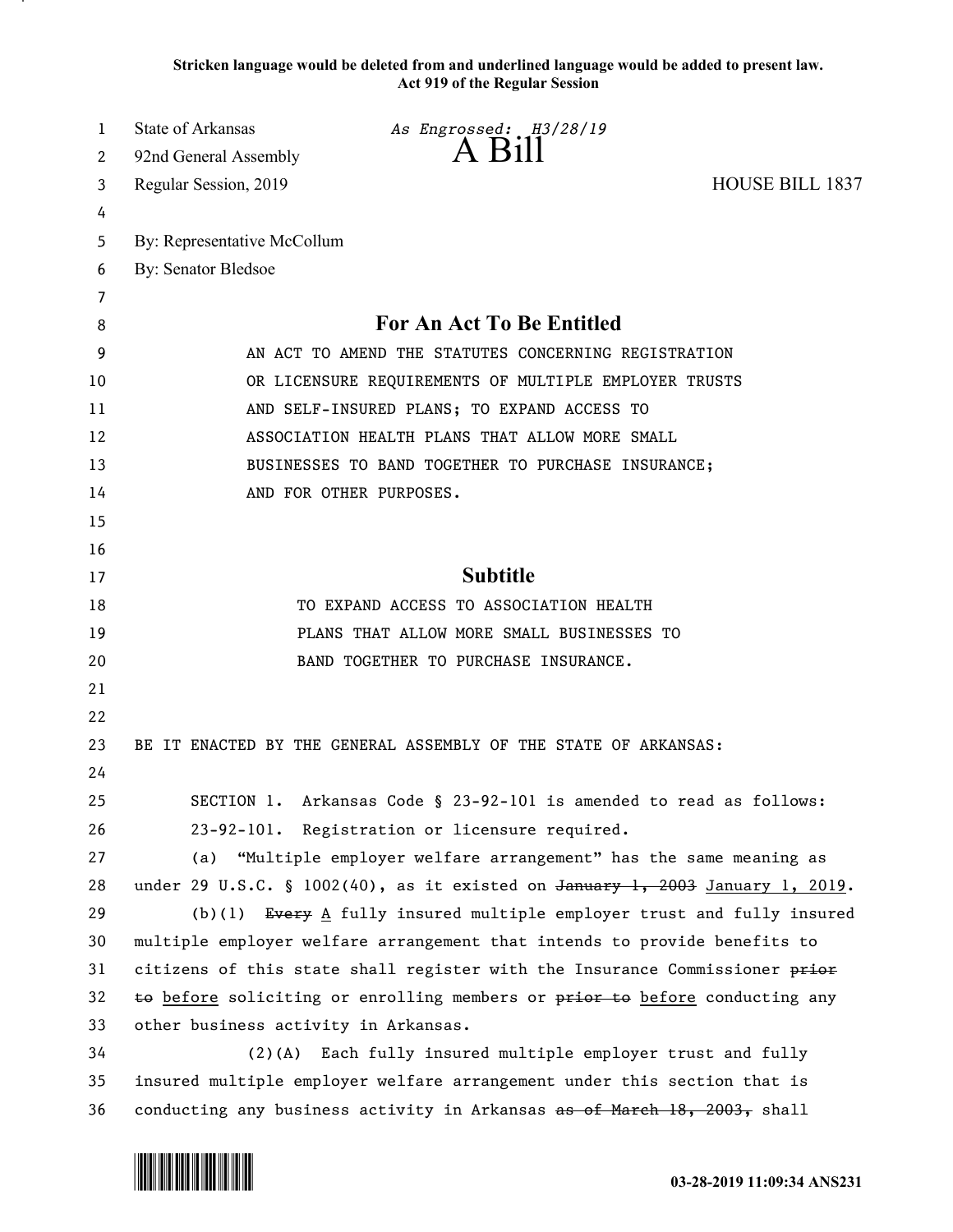Stricken language would be deleted from and underlined language would be added to present law.
Act 919 of the Regular Session

State of Arkansas *As Engrossed: H3/28/19*
92nd General Assembly **A Bill**
Regular Session, 2019 HOUSE BILL 1837

By: Representative McCollum
By: Senator Bledsoe

## For An Act To Be Entitled

AN ACT TO AMEND THE STATUTES CONCERNING REGISTRATION OR LICENSURE REQUIREMENTS OF MULTIPLE EMPLOYER TRUSTS AND SELF-INSURED PLANS; TO EXPAND ACCESS TO ASSOCIATION HEALTH PLANS THAT ALLOW MORE SMALL BUSINESSES TO BAND TOGETHER TO PURCHASE INSURANCE; AND FOR OTHER PURPOSES.

## Subtitle

TO EXPAND ACCESS TO ASSOCIATION HEALTH PLANS THAT ALLOW MORE SMALL BUSINESSES TO BAND TOGETHER TO PURCHASE INSURANCE.

BE IT ENACTED BY THE GENERAL ASSEMBLY OF THE STATE OF ARKANSAS:

SECTION 1. Arkansas Code § 23-92-101 is amended to read as follows:

23-92-101. Registration or licensure required.

(a) "Multiple employer welfare arrangement" has the same meaning as under 29 U.S.C. § 1002(40), as it existed on ~~January 1, 2003~~ <u>January 1, 2019</u>.

(b)(1) ~~Every~~ <u>A</u> fully insured multiple employer trust and fully insured multiple employer welfare arrangement that intends to provide benefits to citizens of this state shall register with the Insurance Commissioner ~~prior to~~ <u>before</u> soliciting or enrolling members or ~~prior to~~ <u>before</u> conducting any other business activity in Arkansas.

(2)(A) Each fully insured multiple employer trust and fully insured multiple employer welfare arrangement under this section that is conducting any business activity in Arkansas ~~as of March 18, 2003,~~ shall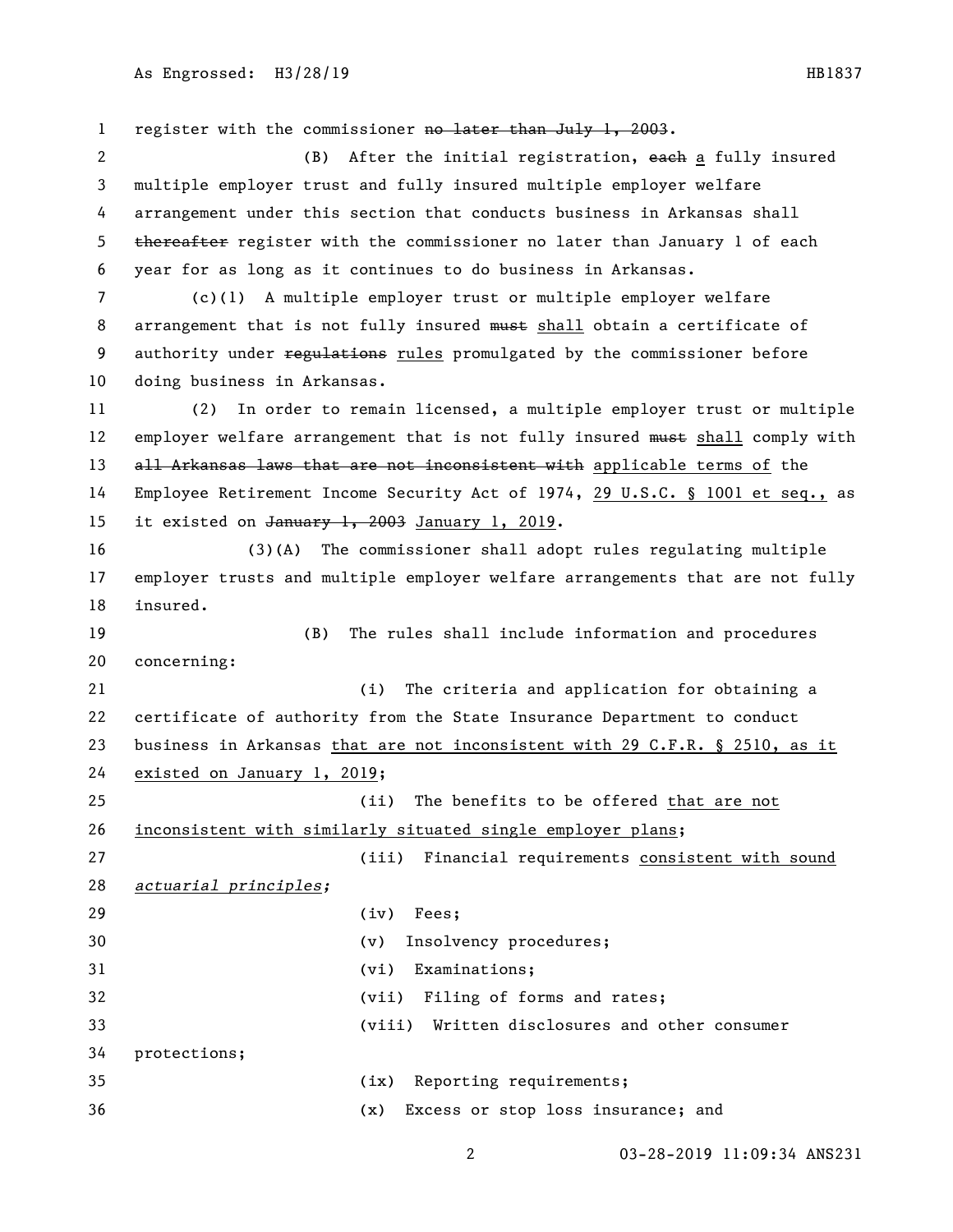register with the commissioner ~~no later than July 1, 2003~~.

(B) After the initial registration, ~~each~~ a fully insured multiple employer trust and fully insured multiple employer welfare arrangement under this section that conducts business in Arkansas shall ~~thereafter~~ register with the commissioner no later than January 1 of each year for as long as it continues to do business in Arkansas.

(c)(1) A multiple employer trust or multiple employer welfare arrangement that is not fully insured ~~must~~ shall obtain a certificate of authority under ~~regulations~~ rules promulgated by the commissioner before doing business in Arkansas.

(2) In order to remain licensed, a multiple employer trust or multiple employer welfare arrangement that is not fully insured ~~must~~ shall comply with ~~all Arkansas laws that are not inconsistent with~~ applicable terms of the Employee Retirement Income Security Act of 1974, 29 U.S.C. § 1001 et seq., as it existed on ~~January 1, 2003~~ January 1, 2019.

(3)(A) The commissioner shall adopt rules regulating multiple employer trusts and multiple employer welfare arrangements that are not fully insured.

(B) The rules shall include information and procedures concerning:

(i) The criteria and application for obtaining a certificate of authority from the State Insurance Department to conduct business in Arkansas that are not inconsistent with 29 C.F.R. § 2510, as it existed on January 1, 2019;

(ii) The benefits to be offered that are not inconsistent with similarly situated single employer plans;

(iii) Financial requirements consistent with sound *actuarial principles;*

(iv) Fees;

(v) Insolvency procedures;

(vi) Examinations;

(vii) Filing of forms and rates;

(viii) Written disclosures and other consumer protections;

(ix) Reporting requirements;

(x) Excess or stop loss insurance; and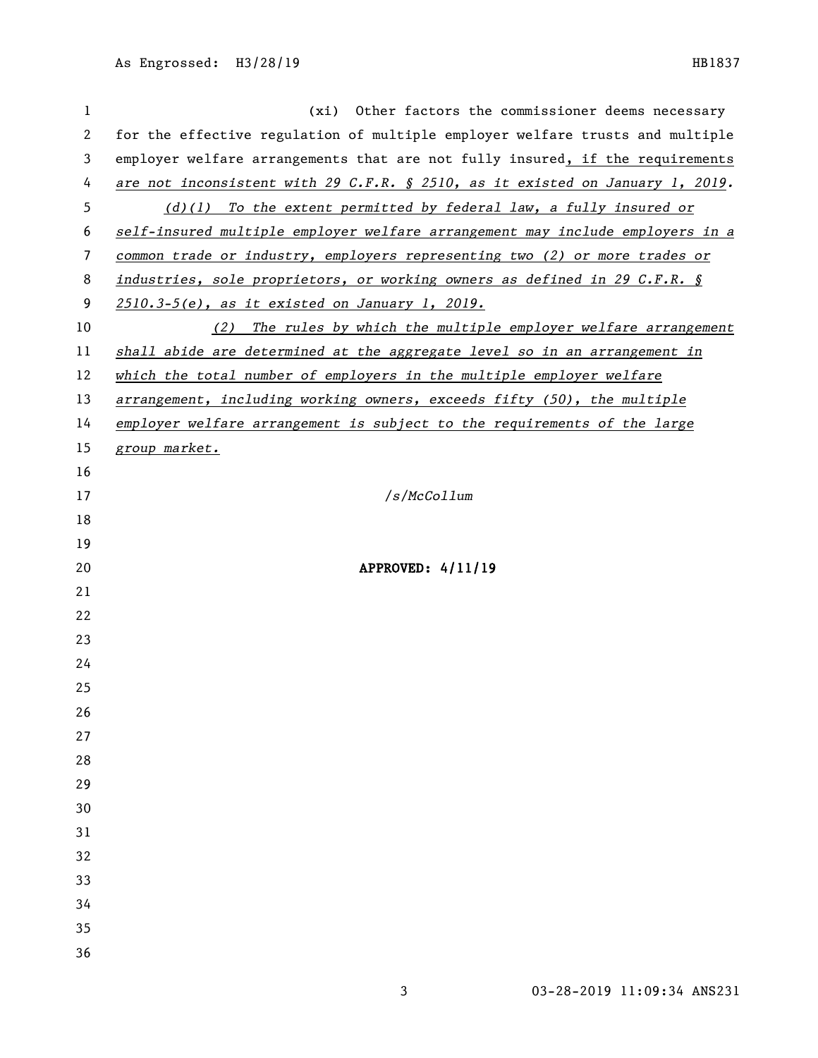(xi) Other factors the commissioner deems necessary for the effective regulation of multiple employer welfare trusts and multiple employer welfare arrangements that are not fully insured*, if the requirements are not inconsistent with 29 C.F.R. § 2510, as it existed on January 1, 2019*.

*(d)(1) To the extent permitted by federal law, a fully insured or self-insured multiple employer welfare arrangement may include employers in a common trade or industry, employers representing two (2) or more trades or industries, sole proprietors, or working owners as defined in 29 C.F.R. § 2510.3-5(e), as it existed on January 1, 2019.*

*(2) The rules by which the multiple employer welfare arrangement shall abide are determined at the aggregate level so in an arrangement in which the total number of employers in the multiple employer welfare arrangement, including working owners, exceeds fifty (50), the multiple employer welfare arrangement is subject to the requirements of the large group market.*

/s/McCollum

**APPROVED: 4/11/19**